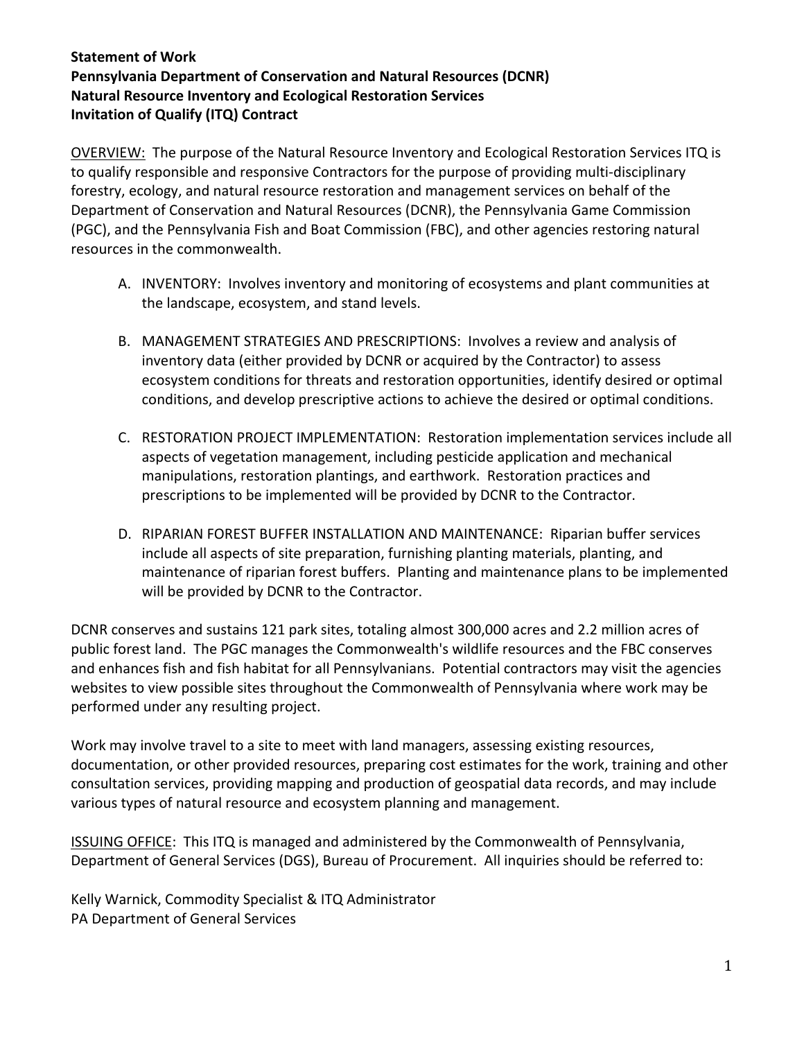**Statement of Work**
**Pennsylvania Department of Conservation and Natural Resources (DCNR)**
**Natural Resource Inventory and Ecological Restoration Services**
**Invitation of Qualify (ITQ) Contract**

OVERVIEW: The purpose of the Natural Resource Inventory and Ecological Restoration Services ITQ is to qualify responsible and responsive Contractors for the purpose of providing multi-disciplinary forestry, ecology, and natural resource restoration and management services on behalf of the Department of Conservation and Natural Resources (DCNR), the Pennsylvania Game Commission (PGC), and the Pennsylvania Fish and Boat Commission (FBC), and other agencies restoring natural resources in the commonwealth.

A. INVENTORY: Involves inventory and monitoring of ecosystems and plant communities at the landscape, ecosystem, and stand levels.

B. MANAGEMENT STRATEGIES AND PRESCRIPTIONS: Involves a review and analysis of inventory data (either provided by DCNR or acquired by the Contractor) to assess ecosystem conditions for threats and restoration opportunities, identify desired or optimal conditions, and develop prescriptive actions to achieve the desired or optimal conditions.

C. RESTORATION PROJECT IMPLEMENTATION: Restoration implementation services include all aspects of vegetation management, including pesticide application and mechanical manipulations, restoration plantings, and earthwork. Restoration practices and prescriptions to be implemented will be provided by DCNR to the Contractor.

D. RIPARIAN FOREST BUFFER INSTALLATION AND MAINTENANCE: Riparian buffer services include all aspects of site preparation, furnishing planting materials, planting, and maintenance of riparian forest buffers. Planting and maintenance plans to be implemented will be provided by DCNR to the Contractor.

DCNR conserves and sustains 121 park sites, totaling almost 300,000 acres and 2.2 million acres of public forest land. The PGC manages the Commonwealth's wildlife resources and the FBC conserves and enhances fish and fish habitat for all Pennsylvanians. Potential contractors may visit the agencies websites to view possible sites throughout the Commonwealth of Pennsylvania where work may be performed under any resulting project.

Work may involve travel to a site to meet with land managers, assessing existing resources, documentation, or other provided resources, preparing cost estimates for the work, training and other consultation services, providing mapping and production of geospatial data records, and may include various types of natural resource and ecosystem planning and management.

ISSUING OFFICE: This ITQ is managed and administered by the Commonwealth of Pennsylvania, Department of General Services (DGS), Bureau of Procurement. All inquiries should be referred to:

Kelly Warnick, Commodity Specialist & ITQ Administrator
PA Department of General Services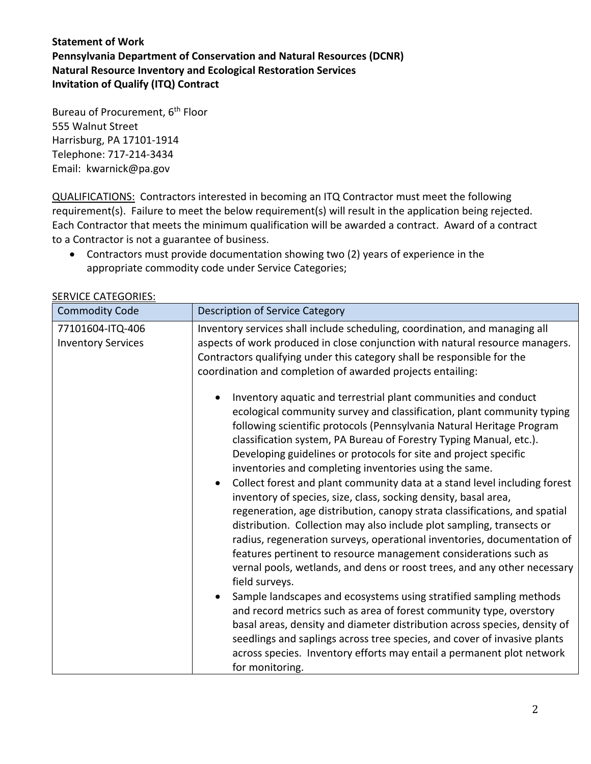**Statement of Work**
**Pennsylvania Department of Conservation and Natural Resources (DCNR)**
**Natural Resource Inventory and Ecological Restoration Services**
**Invitation of Qualify (ITQ) Contract**

Bureau of Procurement, 6th Floor
555 Walnut Street
Harrisburg, PA 17101-1914
Telephone: 717-214-3434
Email: kwarnick@pa.gov

QUALIFICATIONS: Contractors interested in becoming an ITQ Contractor must meet the following requirement(s). Failure to meet the below requirement(s) will result in the application being rejected. Each Contractor that meets the minimum qualification will be awarded a contract. Award of a contract to a Contractor is not a guarantee of business.

- Contractors must provide documentation showing two (2) years of experience in the appropriate commodity code under Service Categories;

SERVICE CATEGORIES:

| Commodity Code | Description of Service Category |
|---|---|
| 77101604-ITQ-406 Inventory Services | Inventory services shall include scheduling, coordination, and managing all aspects of work produced in close conjunction with natural resource managers. Contractors qualifying under this category shall be responsible for the coordination and completion of awarded projects entailing:<br><br>• Inventory aquatic and terrestrial plant communities and conduct ecological community survey and classification, plant community typing following scientific protocols (Pennsylvania Natural Heritage Program classification system, PA Bureau of Forestry Typing Manual, etc.). Developing guidelines or protocols for site and project specific inventories and completing inventories using the same.<br>• Collect forest and plant community data at a stand level including forest inventory of species, size, class, socking density, basal area, regeneration, age distribution, canopy strata classifications, and spatial distribution. Collection may also include plot sampling, transects or radius, regeneration surveys, operational inventories, documentation of features pertinent to resource management considerations such as vernal pools, wetlands, and dens or roost trees, and any other necessary field surveys.<br>• Sample landscapes and ecosystems using stratified sampling methods and record metrics such as area of forest community type, overstory basal areas, density and diameter distribution across species, density of seedlings and saplings across tree species, and cover of invasive plants across species. Inventory efforts may entail a permanent plot network for monitoring. |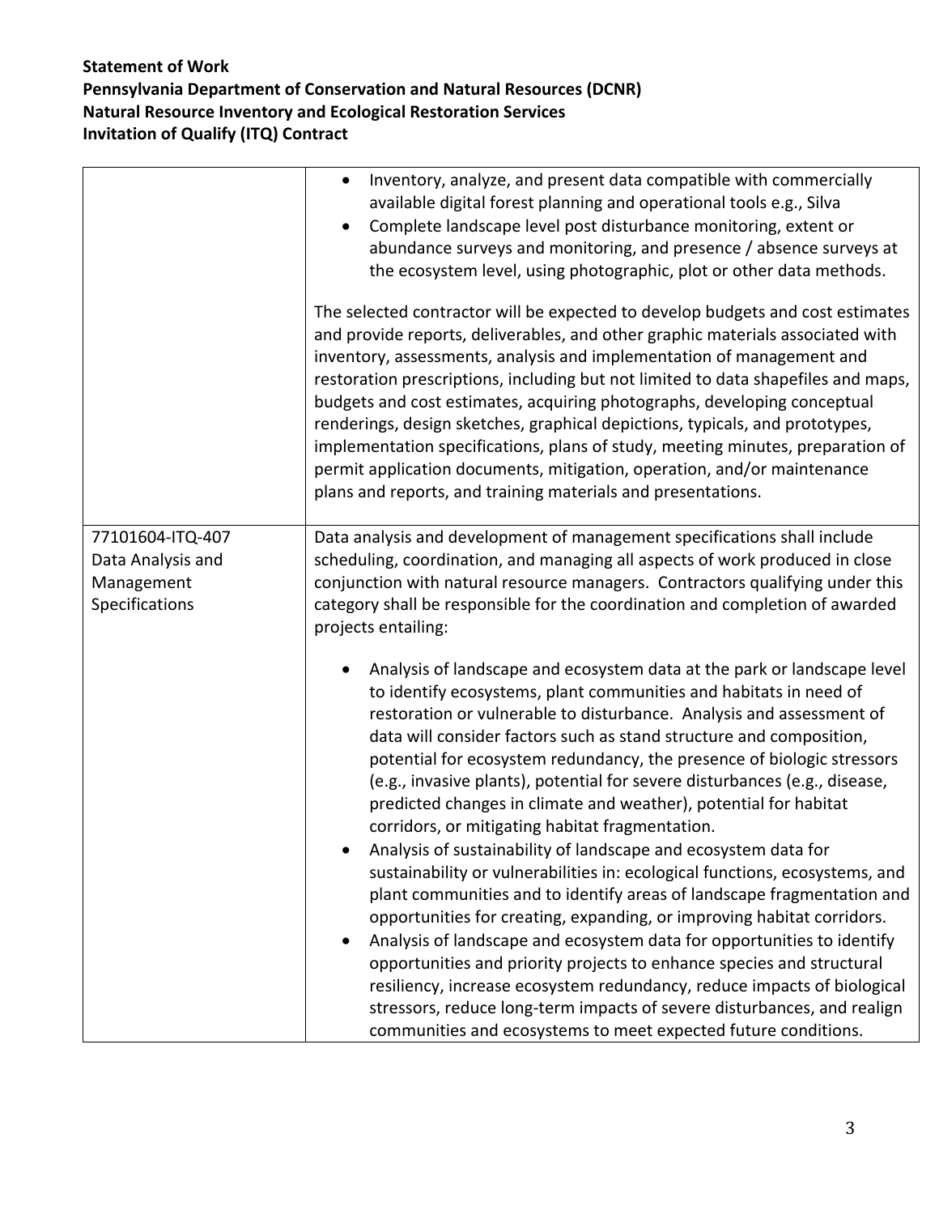**Statement of Work**
**Pennsylvania Department of Conservation and Natural Resources (DCNR)**
**Natural Resource Inventory and Ecological Restoration Services**
**Invitation of Qualify (ITQ) Contract**

| | |
|---|---|
| | • Inventory, analyze, and present data compatible with commercially available digital forest planning and operational tools e.g., Silva<br>• Complete landscape level post disturbance monitoring, extent or abundance surveys and monitoring, and presence / absence surveys at the ecosystem level, using photographic, plot or other data methods.<br><br>The selected contractor will be expected to develop budgets and cost estimates and provide reports, deliverables, and other graphic materials associated with inventory, assessments, analysis and implementation of management and restoration prescriptions, including but not limited to data shapefiles and maps, budgets and cost estimates, acquiring photographs, developing conceptual renderings, design sketches, graphical depictions, typicals, and prototypes, implementation specifications, plans of study, meeting minutes, preparation of permit application documents, mitigation, operation, and/or maintenance plans and reports, and training materials and presentations. |
| 77101604-ITQ-407 Data Analysis and Management Specifications | Data analysis and development of management specifications shall include scheduling, coordination, and managing all aspects of work produced in close conjunction with natural resource managers. Contractors qualifying under this category shall be responsible for the coordination and completion of awarded projects entailing:<br><br>• Analysis of landscape and ecosystem data at the park or landscape level to identify ecosystems, plant communities and habitats in need of restoration or vulnerable to disturbance. Analysis and assessment of data will consider factors such as stand structure and composition, potential for ecosystem redundancy, the presence of biologic stressors (e.g., invasive plants), potential for severe disturbances (e.g., disease, predicted changes in climate and weather), potential for habitat corridors, or mitigating habitat fragmentation.<br>• Analysis of sustainability of landscape and ecosystem data for sustainability or vulnerabilities in: ecological functions, ecosystems, and plant communities and to identify areas of landscape fragmentation and opportunities for creating, expanding, or improving habitat corridors.<br>• Analysis of landscape and ecosystem data for opportunities to identify opportunities and priority projects to enhance species and structural resiliency, increase ecosystem redundancy, reduce impacts of biological stressors, reduce long-term impacts of severe disturbances, and realign communities and ecosystems to meet expected future conditions. |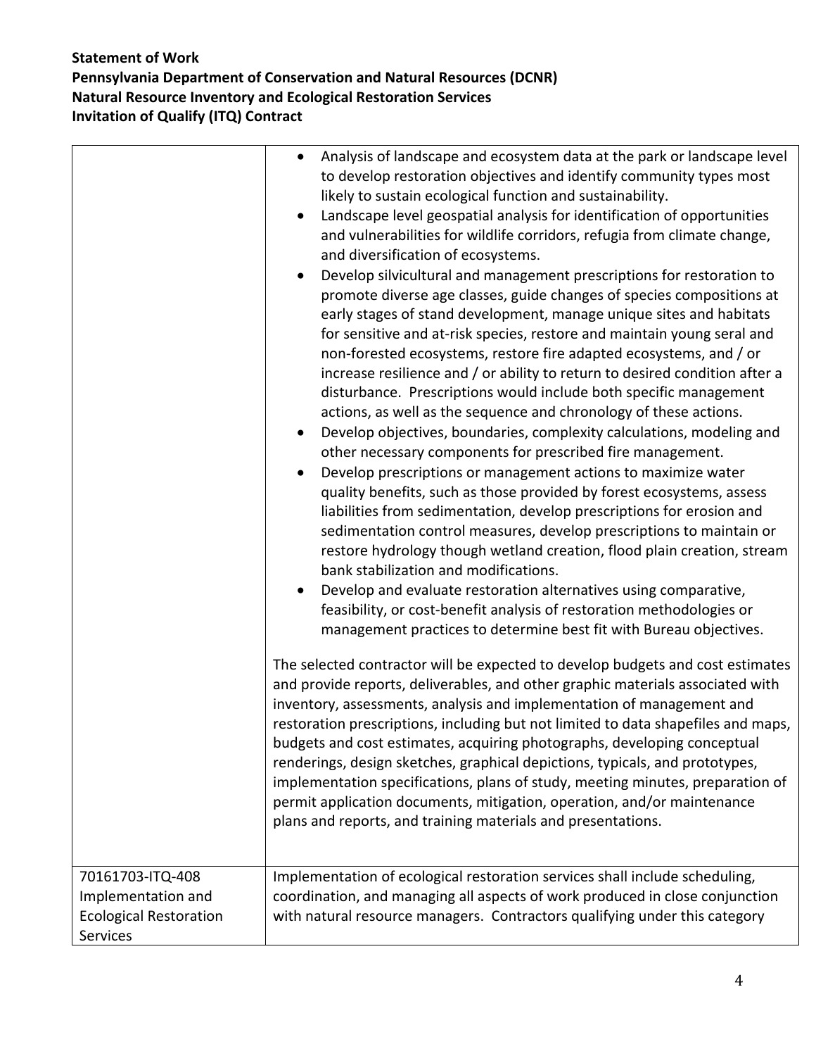**Statement of Work**
**Pennsylvania Department of Conservation and Natural Resources (DCNR)**
**Natural Resource Inventory and Ecological Restoration Services**
**Invitation of Qualify (ITQ) Contract**

| | |
|---|---|
| | • Analysis of landscape and ecosystem data at the park or landscape level to develop restoration objectives and identify community types most likely to sustain ecological function and sustainability.<br>• Landscape level geospatial analysis for identification of opportunities and vulnerabilities for wildlife corridors, refugia from climate change, and diversification of ecosystems.<br>• Develop silvicultural and management prescriptions for restoration to promote diverse age classes, guide changes of species compositions at early stages of stand development, manage unique sites and habitats for sensitive and at-risk species, restore and maintain young seral and non-forested ecosystems, restore fire adapted ecosystems, and / or increase resilience and / or ability to return to desired condition after a disturbance. Prescriptions would include both specific management actions, as well as the sequence and chronology of these actions.<br>• Develop objectives, boundaries, complexity calculations, modeling and other necessary components for prescribed fire management.<br>• Develop prescriptions or management actions to maximize water quality benefits, such as those provided by forest ecosystems, assess liabilities from sedimentation, develop prescriptions for erosion and sedimentation control measures, develop prescriptions to maintain or restore hydrology though wetland creation, flood plain creation, stream bank stabilization and modifications.<br>• Develop and evaluate restoration alternatives using comparative, feasibility, or cost-benefit analysis of restoration methodologies or management practices to determine best fit with Bureau objectives.<br><br>The selected contractor will be expected to develop budgets and cost estimates and provide reports, deliverables, and other graphic materials associated with inventory, assessments, analysis and implementation of management and restoration prescriptions, including but not limited to data shapefiles and maps, budgets and cost estimates, acquiring photographs, developing conceptual renderings, design sketches, graphical depictions, typicals, and prototypes, implementation specifications, plans of study, meeting minutes, preparation of permit application documents, mitigation, operation, and/or maintenance plans and reports, and training materials and presentations. |
| 70161703-ITQ-408 Implementation and Ecological Restoration Services | Implementation of ecological restoration services shall include scheduling, coordination, and managing all aspects of work produced in close conjunction with natural resource managers. Contractors qualifying under this category |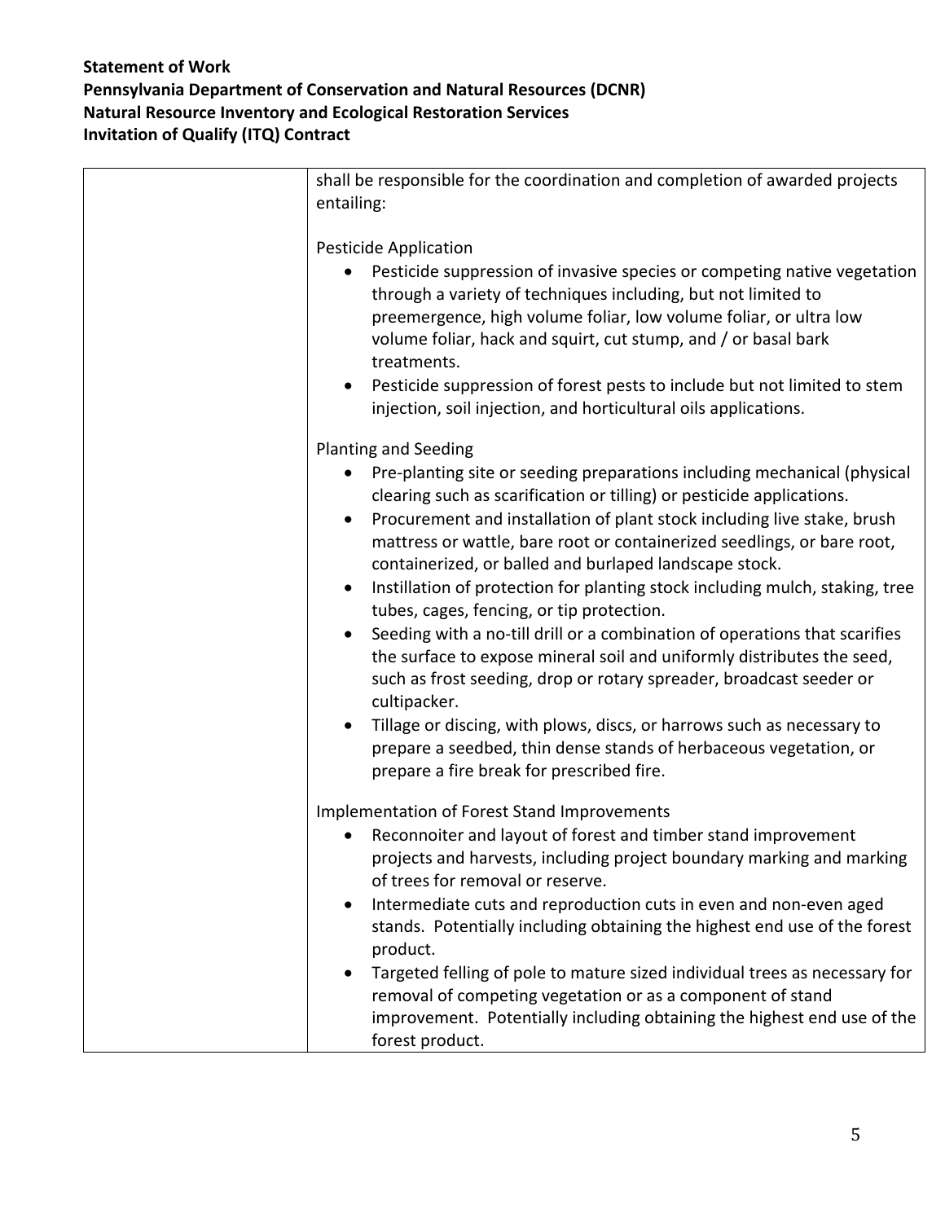shall be responsible for the coordination and completion of awarded projects entailing:

Pesticide Application

- Pesticide suppression of invasive species or competing native vegetation through a variety of techniques including, but not limited to preemergence, high volume foliar, low volume foliar, or ultra low volume foliar, hack and squirt, cut stump, and / or basal bark treatments.
- Pesticide suppression of forest pests to include but not limited to stem injection, soil injection, and horticultural oils applications.

Planting and Seeding

- Pre-planting site or seeding preparations including mechanical (physical clearing such as scarification or tilling) or pesticide applications.
- Procurement and installation of plant stock including live stake, brush mattress or wattle, bare root or containerized seedlings, or bare root, containerized, or balled and burlaped landscape stock.
- Instillation of protection for planting stock including mulch, staking, tree tubes, cages, fencing, or tip protection.
- Seeding with a no-till drill or a combination of operations that scarifies the surface to expose mineral soil and uniformly distributes the seed, such as frost seeding, drop or rotary spreader, broadcast seeder or cultipacker.
- Tillage or discing, with plows, discs, or harrows such as necessary to prepare a seedbed, thin dense stands of herbaceous vegetation, or prepare a fire break for prescribed fire.

Implementation of Forest Stand Improvements

- Reconnoiter and layout of forest and timber stand improvement projects and harvests, including project boundary marking and marking of trees for removal or reserve.
- Intermediate cuts and reproduction cuts in even and non-even aged stands. Potentially including obtaining the highest end use of the forest product.
- Targeted felling of pole to mature sized individual trees as necessary for removal of competing vegetation or as a component of stand improvement. Potentially including obtaining the highest end use of the forest product.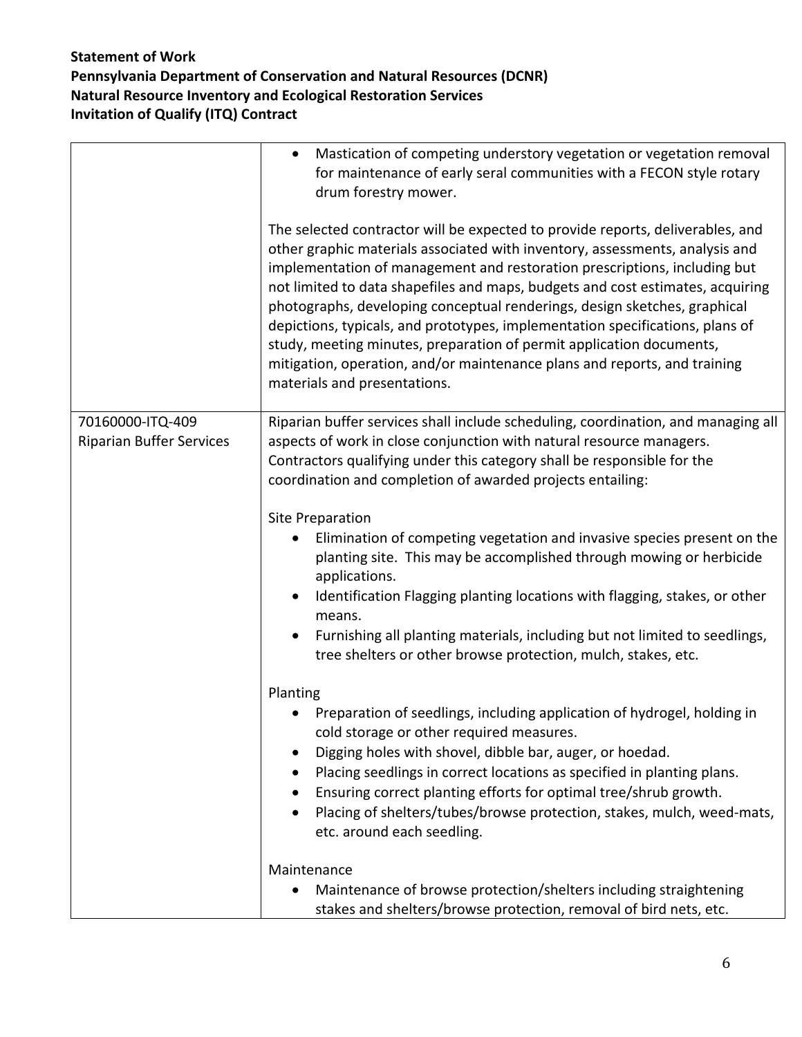**Statement of Work**
**Pennsylvania Department of Conservation and Natural Resources (DCNR)**
**Natural Resource Inventory and Ecological Restoration Services**
**Invitation of Qualify (ITQ) Contract**

| | |
|---|---|
| | • Mastication of competing understory vegetation or vegetation removal for maintenance of early seral communities with a FECON style rotary drum forestry mower.<br><br>The selected contractor will be expected to provide reports, deliverables, and other graphic materials associated with inventory, assessments, analysis and implementation of management and restoration prescriptions, including but not limited to data shapefiles and maps, budgets and cost estimates, acquiring photographs, developing conceptual renderings, design sketches, graphical depictions, typicals, and prototypes, implementation specifications, plans of study, meeting minutes, preparation of permit application documents, mitigation, operation, and/or maintenance plans and reports, and training materials and presentations. |
| 70160000-ITQ-409<br>Riparian Buffer Services | Riparian buffer services shall include scheduling, coordination, and managing all aspects of work in close conjunction with natural resource managers. Contractors qualifying under this category shall be responsible for the coordination and completion of awarded projects entailing:<br><br>Site Preparation<br>• Elimination of competing vegetation and invasive species present on the planting site. This may be accomplished through mowing or herbicide applications.<br>• Identification Flagging planting locations with flagging, stakes, or other means.<br>• Furnishing all planting materials, including but not limited to seedlings, tree shelters or other browse protection, mulch, stakes, etc.<br><br>Planting<br>• Preparation of seedlings, including application of hydrogel, holding in cold storage or other required measures.<br>• Digging holes with shovel, dibble bar, auger, or hoedad.<br>• Placing seedlings in correct locations as specified in planting plans.<br>• Ensuring correct planting efforts for optimal tree/shrub growth.<br>• Placing of shelters/tubes/browse protection, stakes, mulch, weed-mats, etc. around each seedling.<br><br>Maintenance<br>• Maintenance of browse protection/shelters including straightening stakes and shelters/browse protection, removal of bird nets, etc. |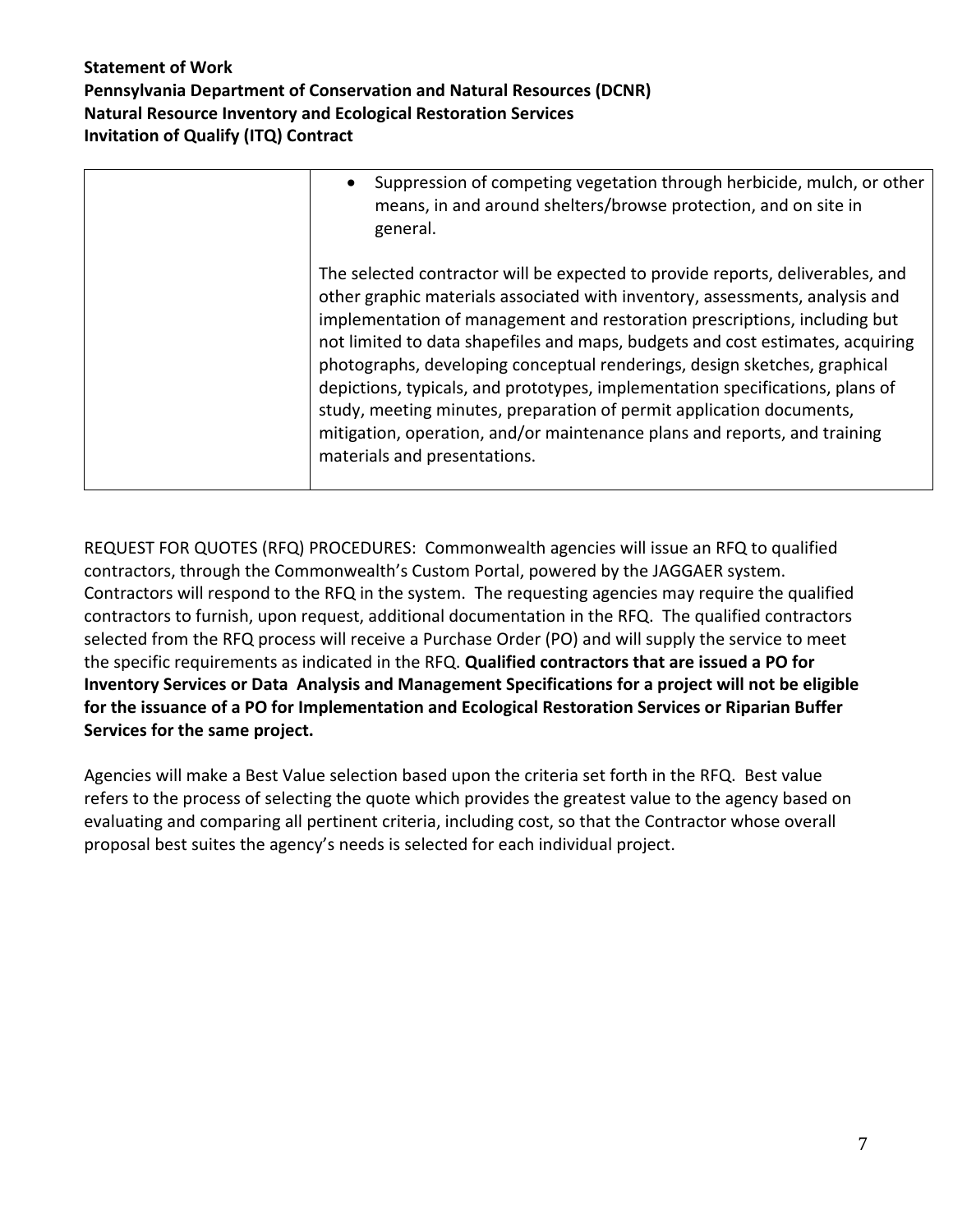**Statement of Work**
**Pennsylvania Department of Conservation and Natural Resources (DCNR)**
**Natural Resource Inventory and Ecological Restoration Services**
**Invitation of Qualify (ITQ) Contract**

| | |
|---|---|
| | • Suppression of competing vegetation through herbicide, mulch, or other means, in and around shelters/browse protection, and on site in general.<br><br>The selected contractor will be expected to provide reports, deliverables, and other graphic materials associated with inventory, assessments, analysis and implementation of management and restoration prescriptions, including but not limited to data shapefiles and maps, budgets and cost estimates, acquiring photographs, developing conceptual renderings, design sketches, graphical depictions, typicals, and prototypes, implementation specifications, plans of study, meeting minutes, preparation of permit application documents, mitigation, operation, and/or maintenance plans and reports, and training materials and presentations. |

REQUEST FOR QUOTES (RFQ) PROCEDURES: Commonwealth agencies will issue an RFQ to qualified contractors, through the Commonwealth's Custom Portal, powered by the JAGGAER system. Contractors will respond to the RFQ in the system. The requesting agencies may require the qualified contractors to furnish, upon request, additional documentation in the RFQ. The qualified contractors selected from the RFQ process will receive a Purchase Order (PO) and will supply the service to meet the specific requirements as indicated in the RFQ. **Qualified contractors that are issued a PO for Inventory Services or Data Analysis and Management Specifications for a project will not be eligible for the issuance of a PO for Implementation and Ecological Restoration Services or Riparian Buffer Services for the same project.**

Agencies will make a Best Value selection based upon the criteria set forth in the RFQ. Best value refers to the process of selecting the quote which provides the greatest value to the agency based on evaluating and comparing all pertinent criteria, including cost, so that the Contractor whose overall proposal best suites the agency's needs is selected for each individual project.